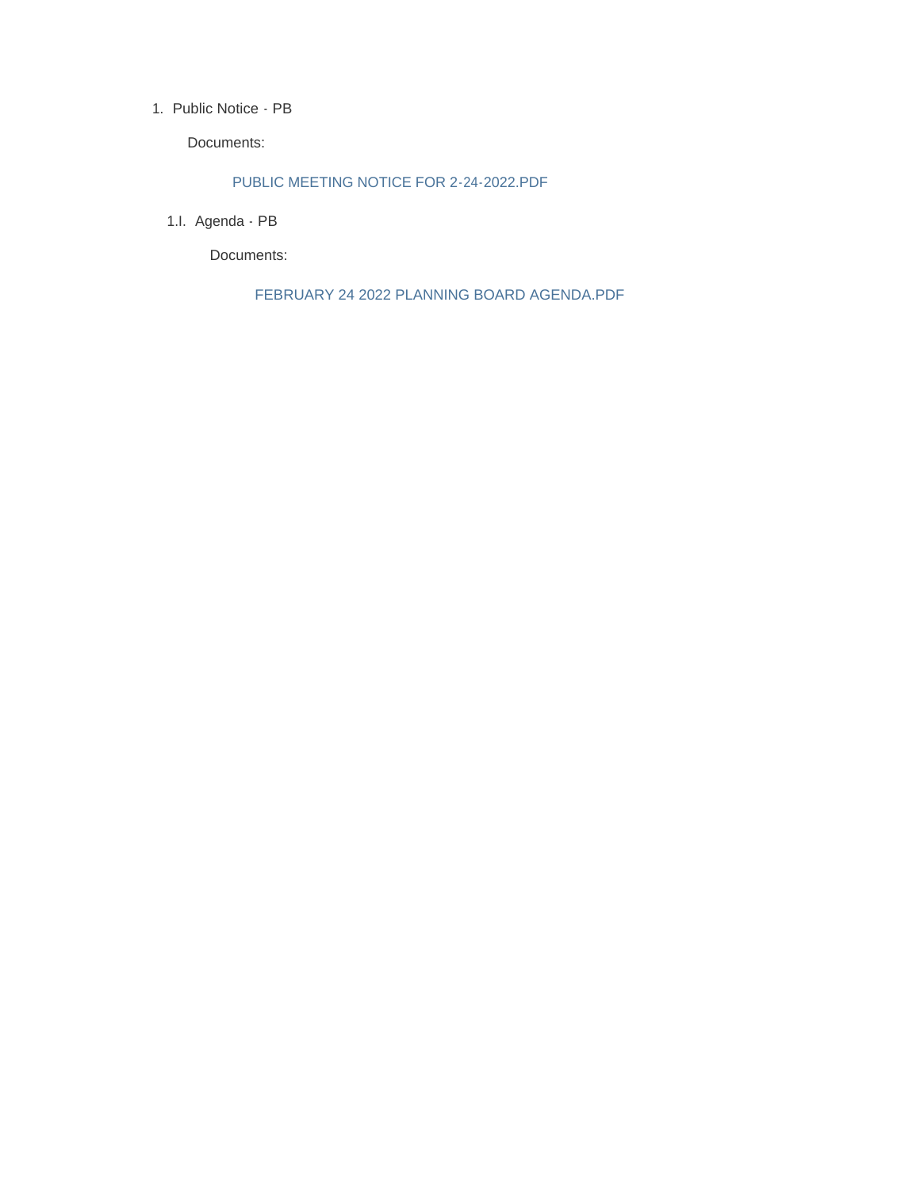1. Public Notice - PB

   Documents:

   PUBLIC MEETING NOTICE FOR 2-24-2022.PDF

   1.I. Agenda - PB

   Documents:

   FEBRUARY 24 2022 PLANNING BOARD AGENDA.PDF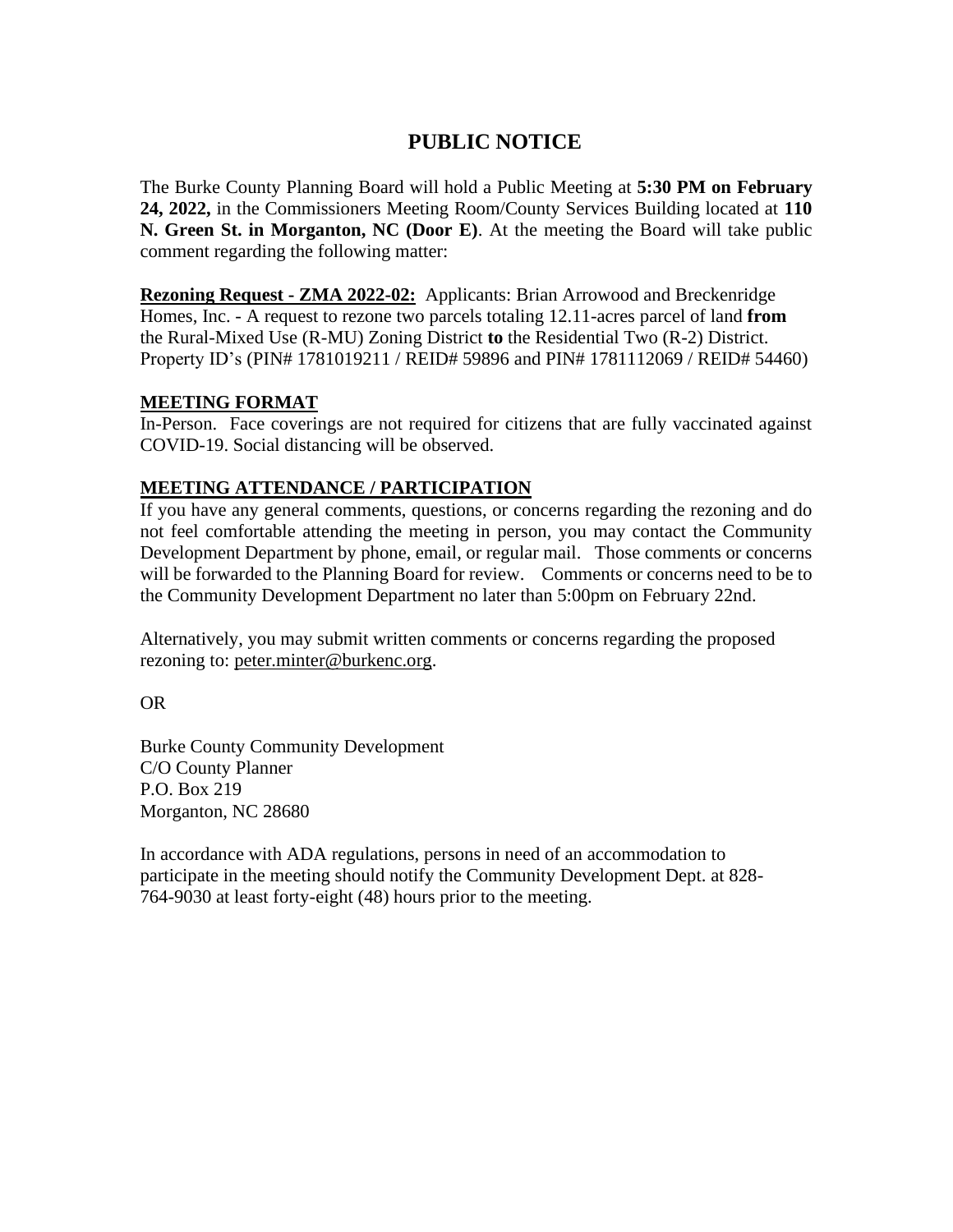# PUBLIC NOTICE

The Burke County Planning Board will hold a Public Meeting at **5:30 PM on February 24, 2022,** in the Commissioners Meeting Room/County Services Building located at **110 N. Green St. in Morganton, NC (Door E)**. At the meeting the Board will take public comment regarding the following matter:

**Rezoning Request - ZMA 2022-02:** Applicants: Brian Arrowood and Breckenridge Homes, Inc. - A request to rezone two parcels totaling 12.11-acres parcel of land **from** the Rural-Mixed Use (R-MU) Zoning District **to** the Residential Two (R-2) District. Property ID's (PIN# 1781019211 / REID# 59896 and PIN# 1781112069 / REID# 54460)

**MEETING FORMAT**

In-Person. Face coverings are not required for citizens that are fully vaccinated against COVID-19. Social distancing will be observed.

**MEETING ATTENDANCE / PARTICIPATION**

If you have any general comments, questions, or concerns regarding the rezoning and do not feel comfortable attending the meeting in person, you may contact the Community Development Department by phone, email, or regular mail. Those comments or concerns will be forwarded to the Planning Board for review. Comments or concerns need to be to the Community Development Department no later than 5:00pm on February 22nd.

Alternatively, you may submit written comments or concerns regarding the proposed rezoning to: peter.minter@burkenc.org.

OR

Burke County Community Development
C/O County Planner
P.O. Box 219
Morganton, NC 28680

In accordance with ADA regulations, persons in need of an accommodation to participate in the meeting should notify the Community Development Dept. at 828-764-9030 at least forty-eight (48) hours prior to the meeting.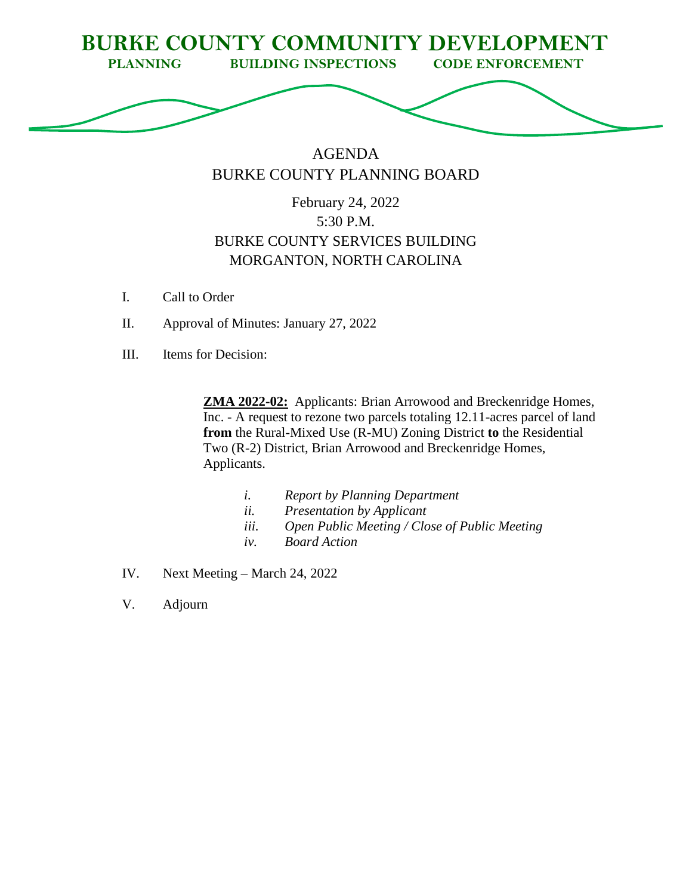# BURKE COUNTY COMMUNITY DEVELOPMENT

**PLANNING BUILDING INSPECTIONS CODE ENFORCEMENT**

## AGENDA
## BURKE COUNTY PLANNING BOARD

February 24, 2022
5:30 P.M.
BURKE COUNTY SERVICES BUILDING
MORGANTON, NORTH CAROLINA

I. Call to Order

II. Approval of Minutes: January 27, 2022

III. Items for Decision:

**ZMA 2022-02:** Applicants: Brian Arrowood and Breckenridge Homes, Inc. - A request to rezone two parcels totaling 12.11-acres parcel of land **from** the Rural-Mixed Use (R-MU) Zoning District **to** the Residential Two (R-2) District, Brian Arrowood and Breckenridge Homes, Applicants.

*i. Report by Planning Department*
*ii. Presentation by Applicant*
*iii. Open Public Meeting / Close of Public Meeting*
*iv. Board Action*

IV. Next Meeting – March 24, 2022

V. Adjourn